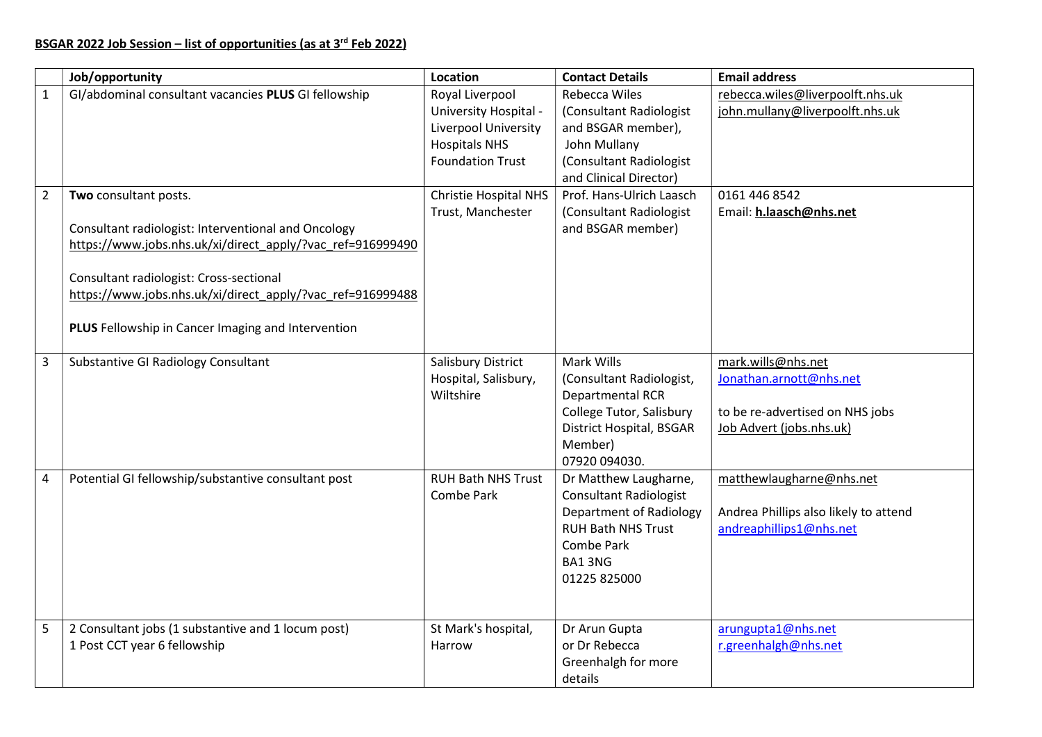**BSGAR 2022 Job Session – list of opportunities (as at 3rd Feb 2022)**

| | Job/opportunity | Location | Contact Details | Email address |
|---|---|---|---|---|
| 1 | GI/abdominal consultant vacancies **PLUS** GI fellowship | Royal Liverpool University Hospital - Liverpool University Hospitals NHS Foundation Trust | Rebecca Wiles (Consultant Radiologist and BSGAR member), John Mullany (Consultant Radiologist and Clinical Director) | rebecca.wiles@liverpoolft.nhs.uk<br>john.mullany@liverpoolft.nhs.uk |
| 2 | **Two** consultant posts.<br><br>Consultant radiologist: Interventional and Oncology<br>https://www.jobs.nhs.uk/xi/direct_apply/?vac_ref=916999490<br><br>Consultant radiologist: Cross-sectional<br>https://www.jobs.nhs.uk/xi/direct_apply/?vac_ref=916999488<br><br>**PLUS** Fellowship in Cancer Imaging and Intervention | Christie Hospital NHS Trust, Manchester | Prof. Hans-Ulrich Laasch (Consultant Radiologist and BSGAR member) | 0161 446 8542<br>Email: **h.laasch@nhs.net** |
| 3 | Substantive GI Radiology Consultant | Salisbury District Hospital, Salisbury, Wiltshire | Mark Wills (Consultant Radiologist, Departmental RCR College Tutor, Salisbury District Hospital, BSGAR Member)<br>07920 094030. | mark.wills@nhs.net<br>Jonathan.arnott@nhs.net<br><br>to be re-advertised on NHS jobs<br>Job Advert (jobs.nhs.uk) |
| 4 | Potential GI fellowship/substantive consultant post | RUH Bath NHS Trust Combe Park | Dr Matthew Laugharne, Consultant Radiologist Department of Radiology RUH Bath NHS Trust Combe Park BA1 3NG 01225 825000 | matthewlaugharne@nhs.net<br><br>Andrea Phillips also likely to attend<br>andreaphillips1@nhs.net |
| 5 | 2 Consultant jobs (1 substantive and 1 locum post)<br>1 Post CCT year 6 fellowship | St Mark's hospital, Harrow | Dr Arun Gupta or Dr Rebecca Greenhalgh for more details | arungupta1@nhs.net<br>r.greenhalgh@nhs.net |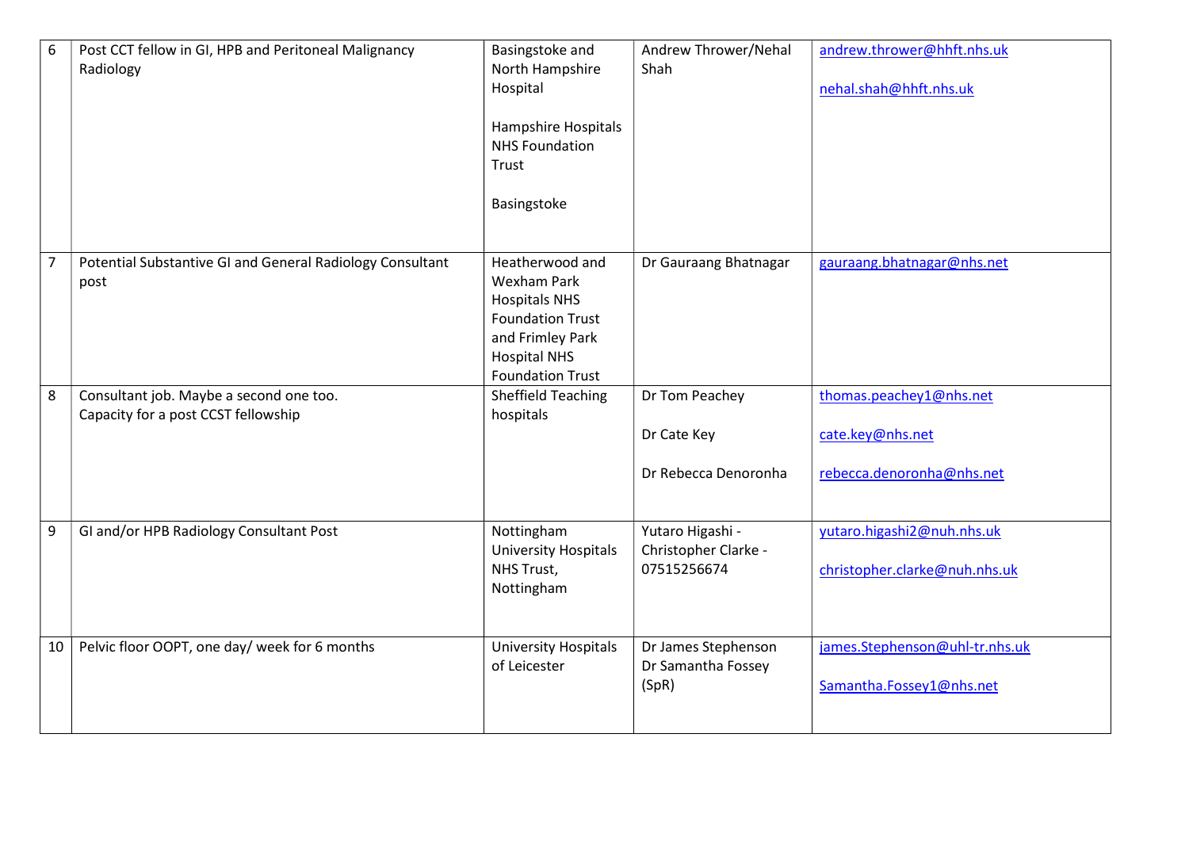| | | | | |
|---|---|---|---|---|
| 6 | Post CCT fellow in GI, HPB and Peritoneal Malignancy Radiology | Basingstoke and North Hampshire Hospital<br><br>Hampshire Hospitals NHS Foundation Trust<br><br>Basingstoke | Andrew Thrower/Nehal Shah | andrew.thrower@hhft.nhs.uk<br><br>nehal.shah@hhft.nhs.uk |
| 7 | Potential Substantive GI and General Radiology Consultant post | Heatherwood and Wexham Park Hospitals NHS Foundation Trust and Frimley Park Hospital NHS Foundation Trust | Dr Gauraang Bhatnagar | gauraang.bhatnagar@nhs.net |
| 8 | Consultant job. Maybe a second one too.<br>Capacity for a post CCST fellowship | Sheffield Teaching hospitals | Dr Tom Peachey<br><br>Dr Cate Key<br><br>Dr Rebecca Denoronha | thomas.peachey1@nhs.net<br><br>cate.key@nhs.net<br><br>rebecca.denoronha@nhs.net |
| 9 | GI and/or HPB Radiology Consultant Post | Nottingham University Hospitals NHS Trust, Nottingham | Yutaro Higashi -<br>Christopher Clarke - 07515256674 | yutaro.higashi2@nuh.nhs.uk<br><br>christopher.clarke@nuh.nhs.uk |
| 10 | Pelvic floor OOPT, one day/ week for 6 months | University Hospitals of Leicester | Dr James Stephenson<br>Dr Samantha Fossey (SpR) | james.Stephenson@uhl-tr.nhs.uk<br><br>Samantha.Fossey1@nhs.net |